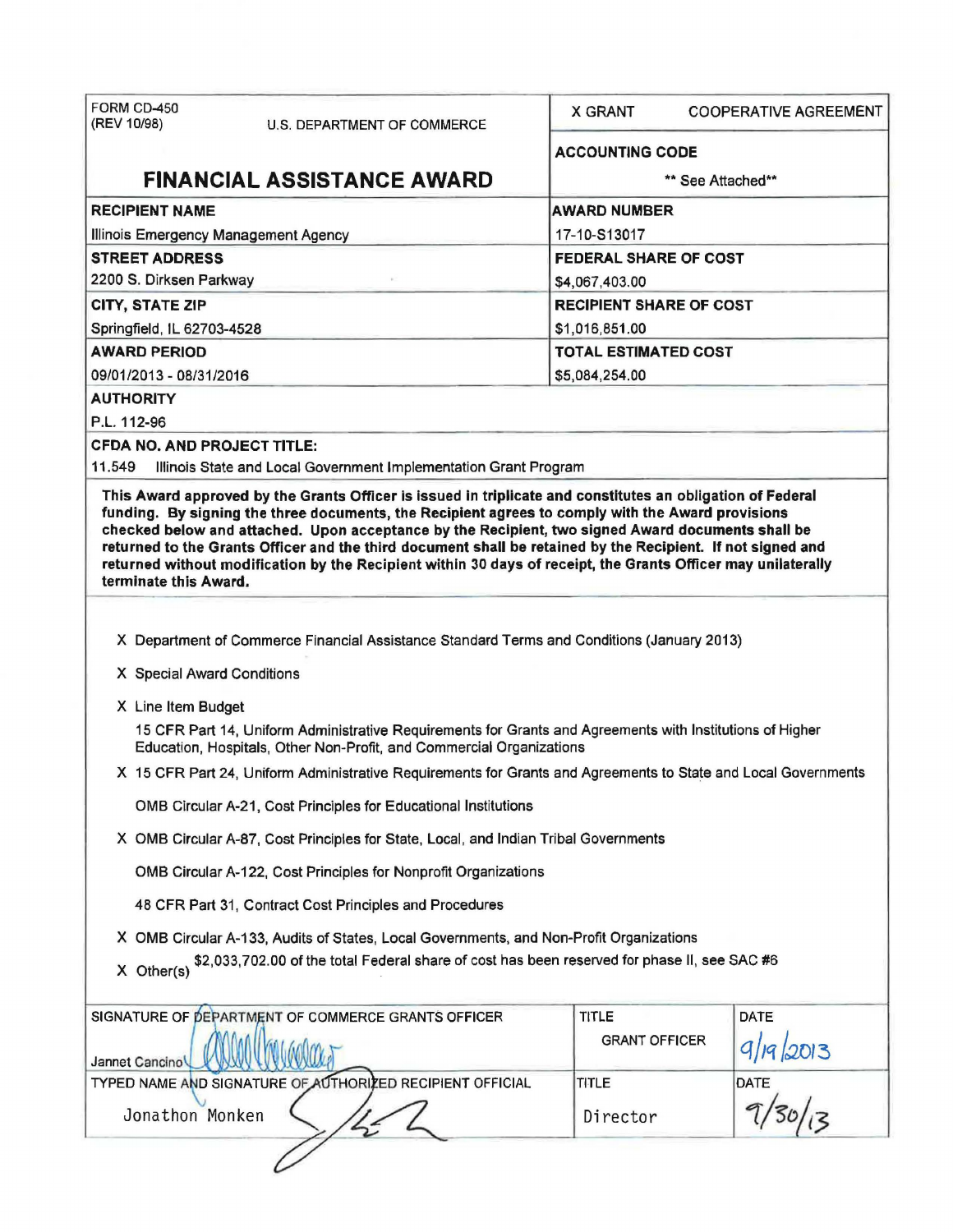| FORM CD-450 (REV 10/98) U.S. DEPARTMENT OF COMMERCE | X GRANT COOPERATIVE AGREEMENT |
|---|---|
| | **ACCOUNTING CODE** |
| **FINANCIAL ASSISTANCE AWARD** | ** See Attached** |
| **RECIPIENT NAME** | **AWARD NUMBER** |
| Illinois Emergency Management Agency | 17-10-S13017 |
| **STREET ADDRESS** | **FEDERAL SHARE OF COST** |
| 2200 S. Dirksen Parkway | $4,067,403.00 |
| **CITY, STATE ZIP** | **RECIPIENT SHARE OF COST** |
| Springfield, IL 62703-4528 | $1,016,851.00 |
| **AWARD PERIOD** | **TOTAL ESTIMATED COST** |
| 09/01/2013 - 08/31/2016 | $5,084,254.00 |

**AUTHORITY**

P.L. 112-96

**CFDA NO. AND PROJECT TITLE:**

11.549 Illinois State and Local Government Implementation Grant Program

**This Award approved by the Grants Officer is issued in triplicate and constitutes an obligation of Federal funding. By signing the three documents, the Recipient agrees to comply with the Award provisions checked below and attached. Upon acceptance by the Recipient, two signed Award documents shall be returned to the Grants Officer and the third document shall be retained by the Recipient. If not signed and returned without modification by the Recipient within 30 days of receipt, the Grants Officer may unilaterally terminate this Award.**

X Department of Commerce Financial Assistance Standard Terms and Conditions (January 2013)

X Special Award Conditions

X Line Item Budget

15 CFR Part 14, Uniform Administrative Requirements for Grants and Agreements with Institutions of Higher Education, Hospitals, Other Non-Profit, and Commercial Organizations

X 15 CFR Part 24, Uniform Administrative Requirements for Grants and Agreements to State and Local Governments

OMB Circular A-21, Cost Principles for Educational Institutions

X OMB Circular A-87, Cost Principles for State, Local, and Indian Tribal Governments

OMB Circular A-122, Cost Principles for Nonprofit Organizations

48 CFR Part 31, Contract Cost Principles and Procedures

X OMB Circular A-133, Audits of States, Local Governments, and Non-Profit Organizations

X Other(s) $2,033,702.00 of the total Federal share of cost has been reserved for phase II, see SAC #6

| SIGNATURE OF DEPARTMENT OF COMMERCE GRANTS OFFICER | TITLE | DATE |
|---|---|---|
| Jannet Cancino | GRANT OFFICER | 9/19/2013 |
| **TYPED NAME AND SIGNATURE OF AUTHORIZED RECIPIENT OFFICIAL** | **TITLE** | **DATE** |
| Jonathon Monken | Director | 9/30/13 |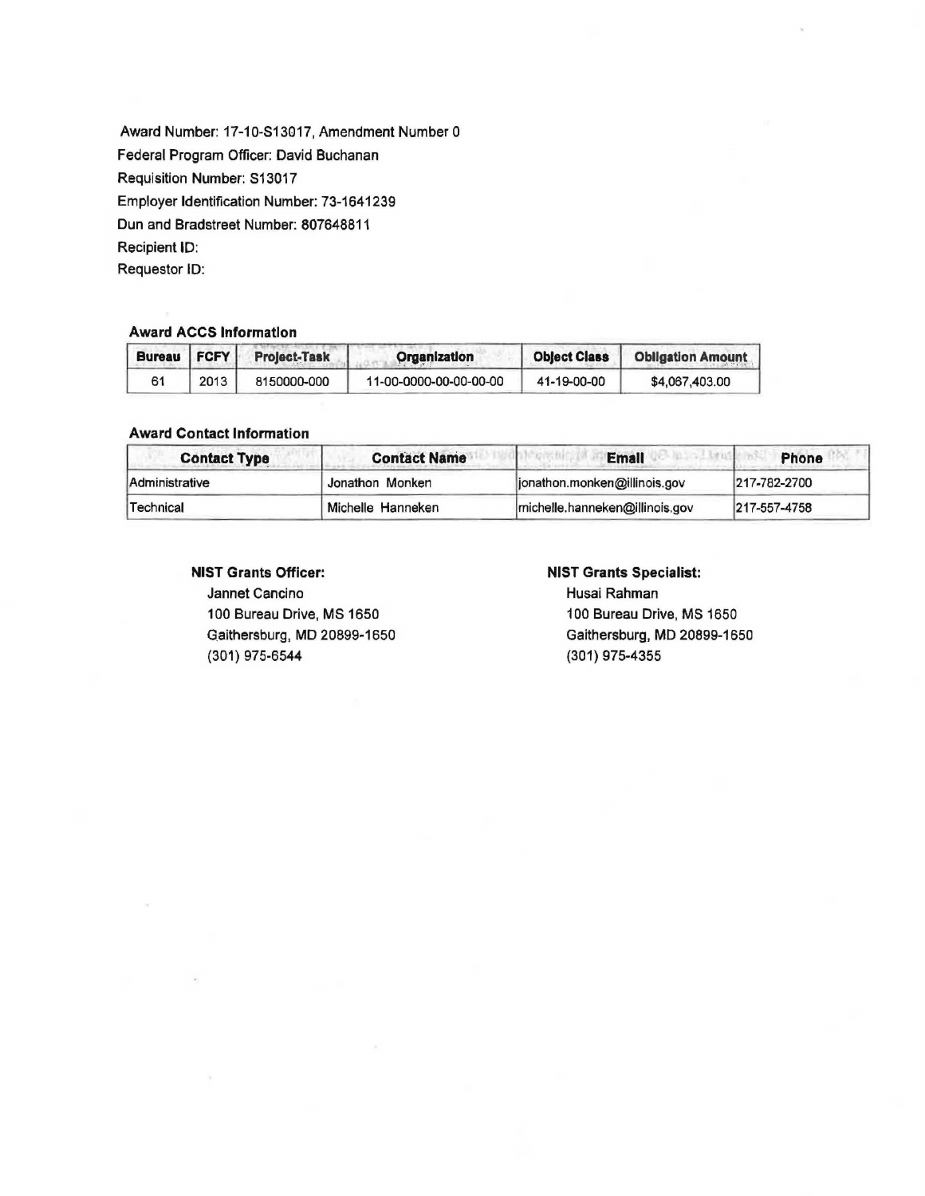Award Number: 17-10-S13017, Amendment Number 0
Federal Program Officer: David Buchanan
Requisition Number: S13017
Employer Identification Number: 73-1641239
Dun and Bradstreet Number: 807648811
Recipient ID:
Requestor ID:

**Award ACCS Information**

| Bureau | FCFY | Project-Task | Organization | Object Class | Obligation Amount |
|---|---|---|---|---|---|
| 61 | 2013 | 8150000-000 | 11-00-0000-00-00-00-00 | 41-19-00-00 | $4,067,403.00 |

**Award Contact Information**

| Contact Type | Contact Name | Email | Phone |
|---|---|---|---|
| Administrative | Jonathon Monken | jonathon.monken@illinois.gov | 217-782-2700 |
| Technical | Michelle Hanneken | michelle.hanneken@illinois.gov | 217-557-4758 |

**NIST Grants Officer:**
Jannet Cancino
100 Bureau Drive, MS 1650
Gaithersburg, MD 20899-1650
(301) 975-6544

**NIST Grants Specialist:**
Husai Rahman
100 Bureau Drive, MS 1650
Gaithersburg, MD 20899-1650
(301) 975-4355